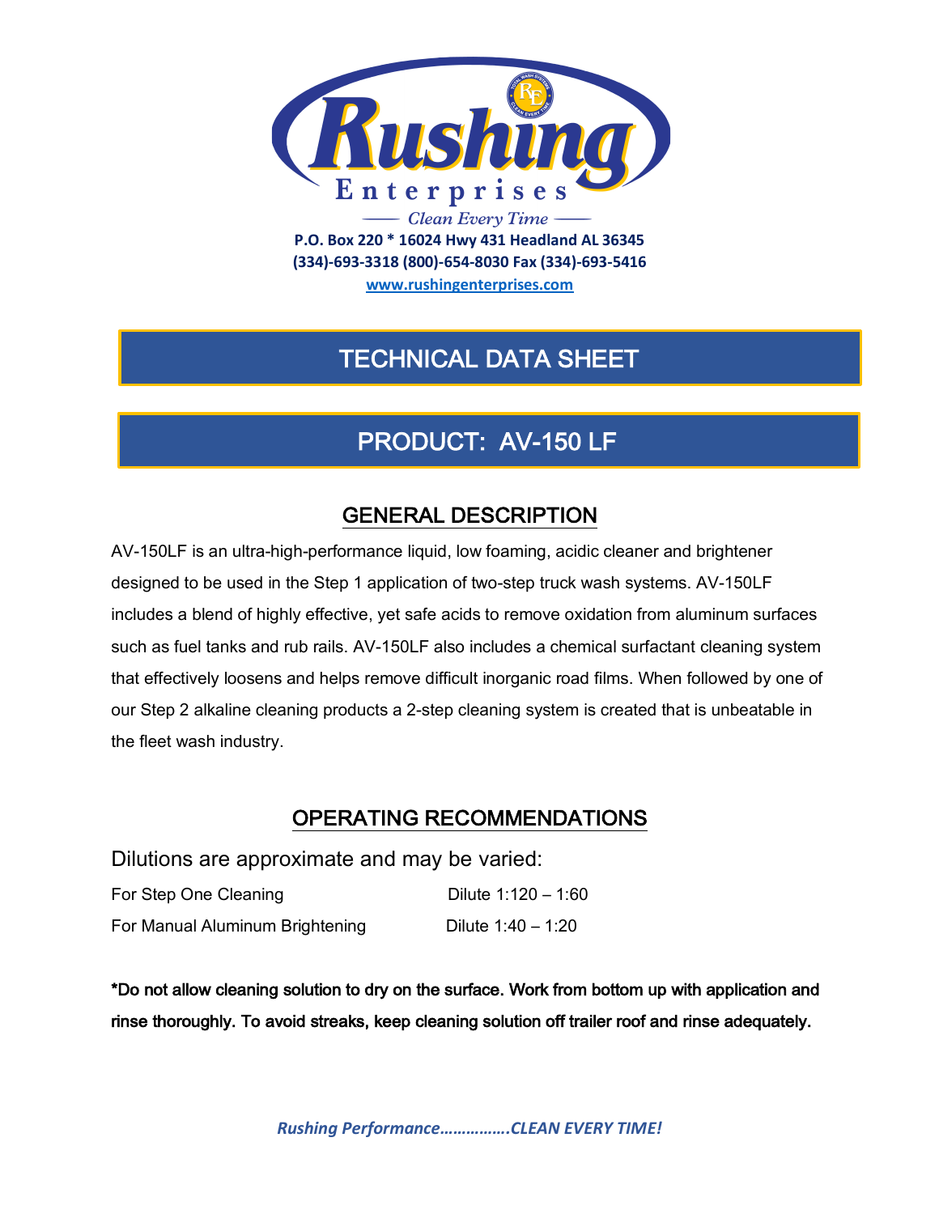# Rushing Enterprises

*Clean Every Time*

**P.O. Box 220 * 16024 Hwy 431 Headland AL 36345**
**(334)-693-3318 (800)-654-8030 Fax (334)-693-5416**
**www.rushingenterprises.com**

## TECHNICAL DATA SHEET

## PRODUCT: AV-150 LF

### GENERAL DESCRIPTION

AV-150LF is an ultra-high-performance liquid, low foaming, acidic cleaner and brightener designed to be used in the Step 1 application of two-step truck wash systems. AV-150LF includes a blend of highly effective, yet safe acids to remove oxidation from aluminum surfaces such as fuel tanks and rub rails. AV-150LF also includes a chemical surfactant cleaning system that effectively loosens and helps remove difficult inorganic road films. When followed by one of our Step 2 alkaline cleaning products a 2-step cleaning system is created that is unbeatable in the fleet wash industry.

### OPERATING RECOMMENDATIONS

Dilutions are approximate and may be varied:

| | |
|---|---|
| For Step One Cleaning | Dilute 1:120 – 1:60 |
| For Manual Aluminum Brightening | Dilute 1:40 – 1:20 |

**\*Do not allow cleaning solution to dry on the surface. Work from bottom up with application and rinse thoroughly. To avoid streaks, keep cleaning solution off trailer roof and rinse adequately.**

***Rushing Performance…………….CLEAN EVERY TIME!***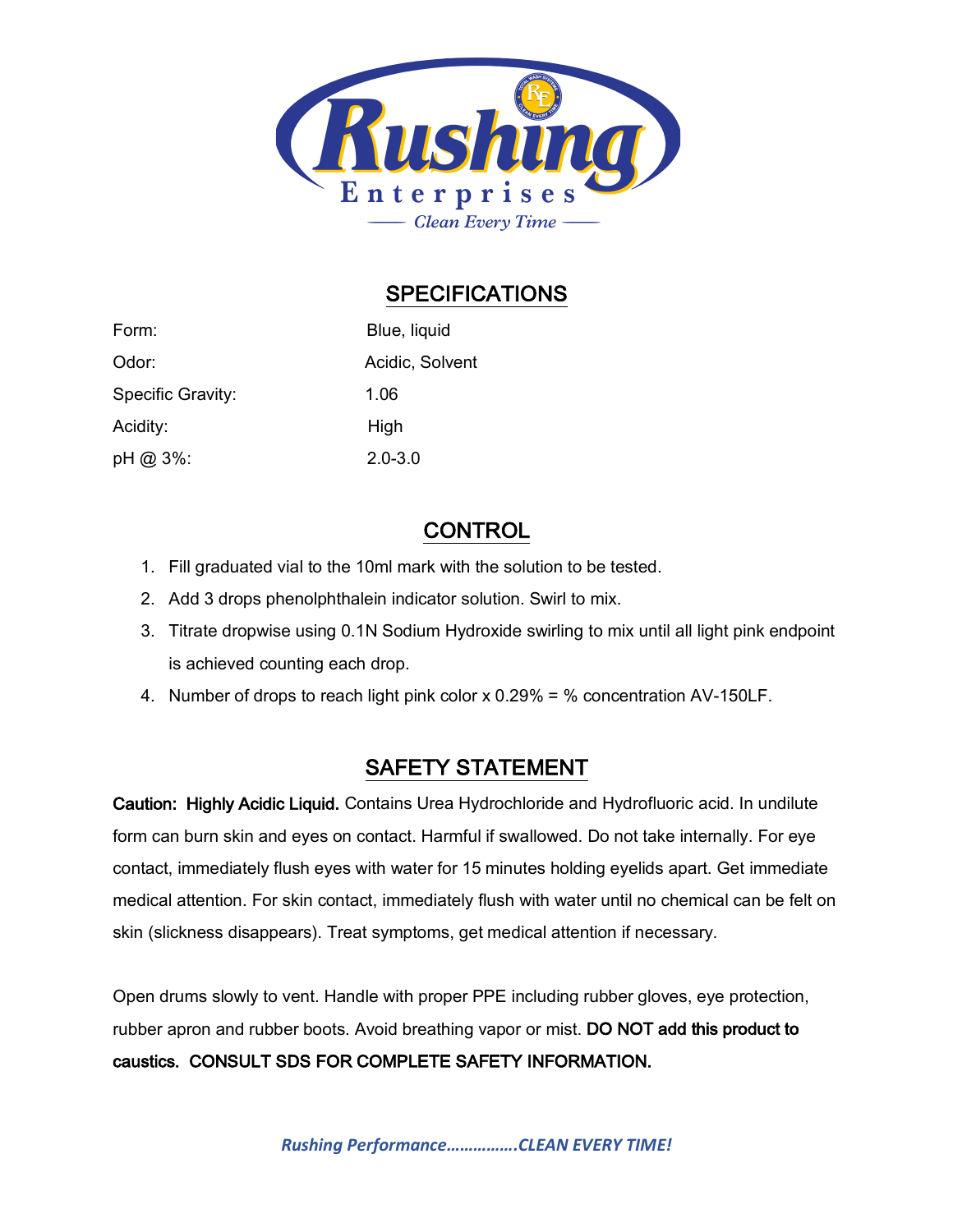## SPECIFICATIONS

| | |
|---|---|
| Form: | Blue, liquid |
| Odor: | Acidic, Solvent |
| Specific Gravity: | 1.06 |
| Acidity: | High |
| pH @ 3%: | 2.0-3.0 |

## CONTROL

1. Fill graduated vial to the 10ml mark with the solution to be tested.
2. Add 3 drops phenolphthalein indicator solution. Swirl to mix.
3. Titrate dropwise using 0.1N Sodium Hydroxide swirling to mix until all light pink endpoint is achieved counting each drop.
4. Number of drops to reach light pink color x 0.29% = % concentration AV-150LF.

## SAFETY STATEMENT

**Caution: Highly Acidic Liquid.** Contains Urea Hydrochloride and Hydrofluoric acid. In undilute form can burn skin and eyes on contact. Harmful if swallowed. Do not take internally. For eye contact, immediately flush eyes with water for 15 minutes holding eyelids apart. Get immediate medical attention. For skin contact, immediately flush with water until no chemical can be felt on skin (slickness disappears). Treat symptoms, get medical attention if necessary.

Open drums slowly to vent. Handle with proper PPE including rubber gloves, eye protection, rubber apron and rubber boots. Avoid breathing vapor or mist. **DO NOT add this product to caustics. CONSULT SDS FOR COMPLETE SAFETY INFORMATION.**

***Rushing Performance…………….CLEAN EVERY TIME!***